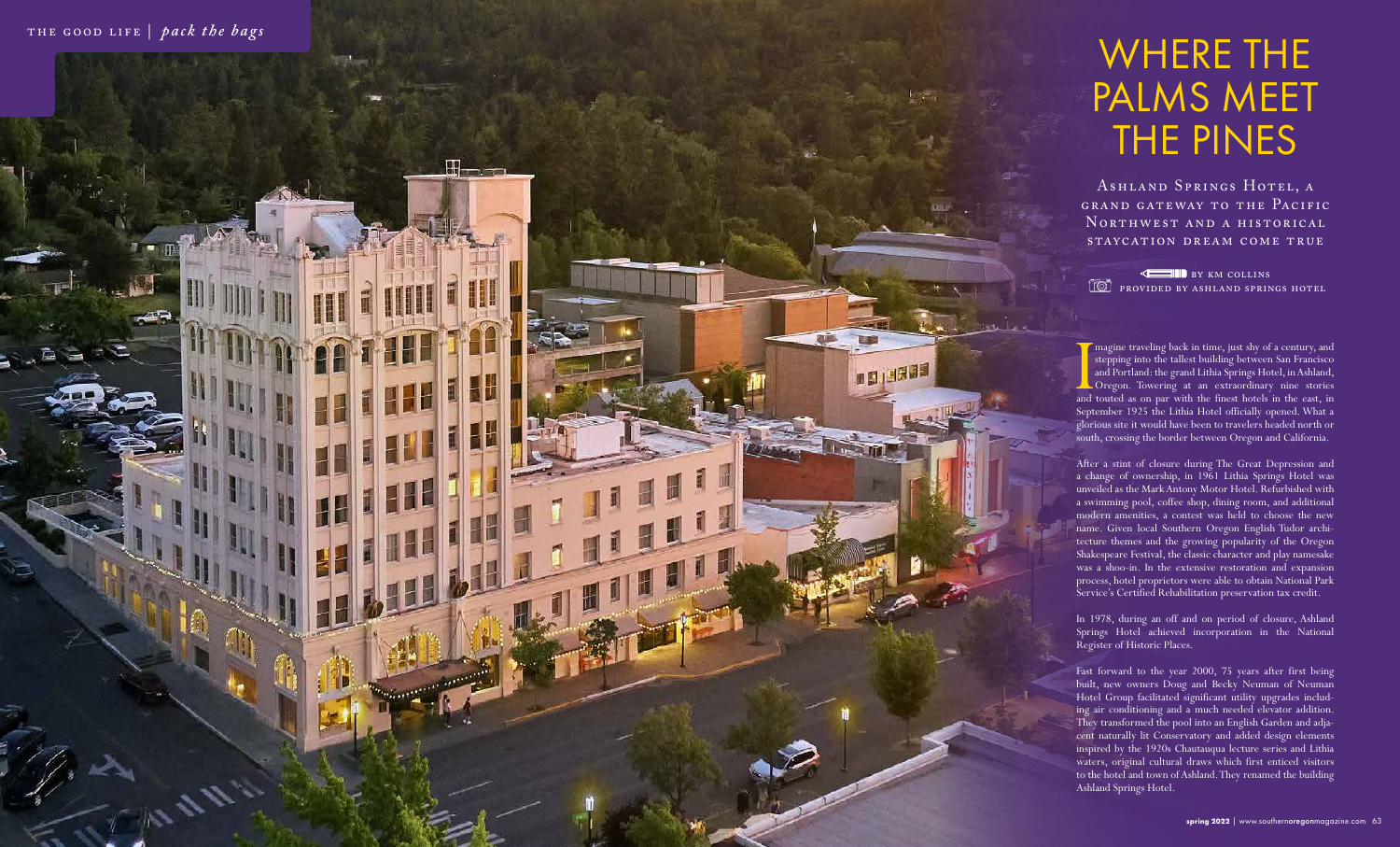# WHERE THE PALMS MEET THE PINES

ASHLAND SPRINGS HOTEL, A GRAND GATEWAY TO THE PACIFIC NORTHWEST AND A HISTORICAL STAYCATION DREAM COME TRUE

BY KM COLLINS
PROVIDED BY ASHLAND SPRINGS HOTEL

Imagine traveling back in time, just shy of a century, and stepping into the tallest building between San Francisco and Portland: the grand Lithia Springs Hotel, in Ashland, Oregon. Towering at an extraordinary nine stories and touted as on par with the finest hotels in the east, in September 1925 the Lithia Hotel officially opened. What a glorious site it would have been to travelers headed north or south, crossing the border between Oregon and California.

After a stint of closure during The Great Depression and a change of ownership, in 1961 Lithia Springs Hotel was unveiled as the Mark Antony Motor Hotel. Refurbished with a swimming pool, coffee shop, dining room, and additional modern amenities, a contest was held to choose the new name. Given local Southern Oregon English Tudor architecture themes and the growing popularity of the Oregon Shakespeare Festival, the classic character and play namesake was a shoo-in. In the extensive restoration and expansion process, hotel proprietors were able to obtain National Park Service's Certified Rehabilitation preservation tax credit.

In 1978, during an off and on period of closure, Ashland Springs Hotel achieved incorporation in the National Register of Historic Places.

Fast forward to the year 2000, 75 years after first being built, new owners Doug and Becky Neuman of Neuman Hotel Group facilitated significant utility upgrades including air conditioning and a much needed elevator addition. They transformed the pool into an English Garden and adjacent naturally lit Conservatory and added design elements inspired by the 1920s Chautauqua lecture series and Lithia waters, original cultural draws which first enticed visitors to the hotel and town of Ashland. They renamed the building Ashland Springs Hotel.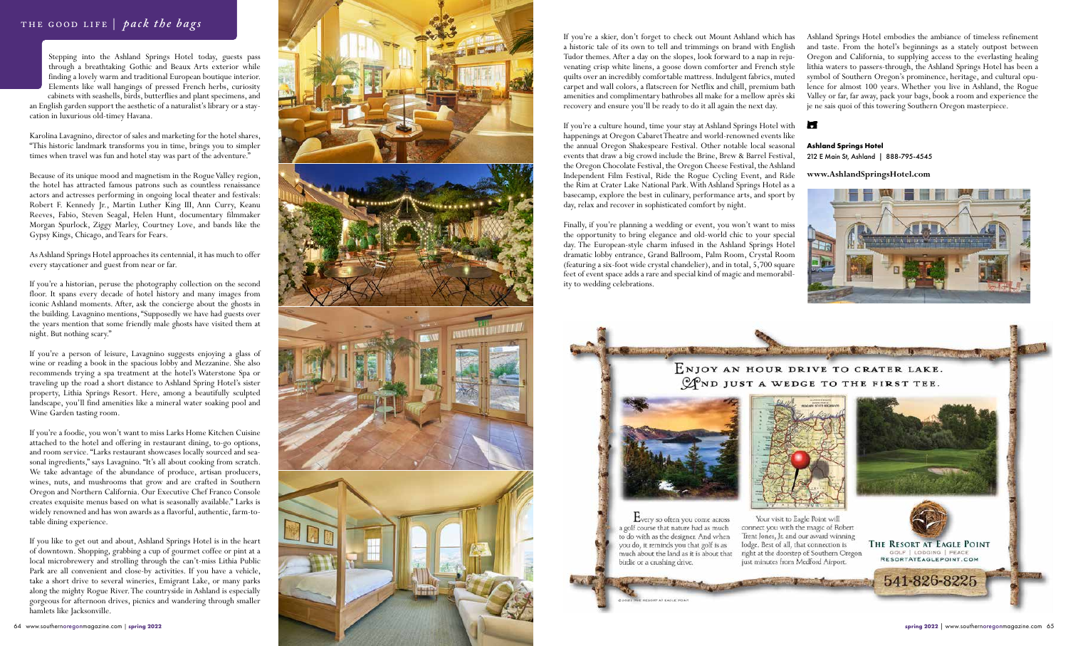Stepping into the Ashland Springs Hotel today, guests pass through a breathtaking Gothic and Beaux Arts exterior while finding a lovely warm and traditional European boutique interior. Elements like wall hangings of pressed French herbs, curiosity cabinets with seashells, birds, butterflies and plant specimens, and an English garden support the aesthetic of a naturalist's library or a staycation in luxurious old-timey Havana.

Karolina Lavagnino, director of sales and marketing for the hotel shares, "This historic landmark transforms you in time, brings you to simpler times when travel was fun and hotel stay was part of the adventure."

Because of its unique mood and magnetism in the Rogue Valley region, the hotel has attracted famous patrons such as countless renaissance actors and actresses performing in ongoing local theater and festivals: Robert F. Kennedy Jr., Martin Luther King III, Ann Curry, Keanu Reeves, Fabio, Steven Seagal, Helen Hunt, documentary filmmaker Morgan Spurlock, Ziggy Marley, Courtney Love, and bands like the Gypsy Kings, Chicago, and Tears for Fears.

As Ashland Springs Hotel approaches its centennial, it has much to offer every staycationer and guest from near or far.

If you're a historian, peruse the photography collection on the second floor. It spans every decade of hotel history and many images from iconic Ashland moments. After, ask the concierge about the ghosts in the building. Lavagnino mentions, "Supposedly we have had guests over the years mention that some friendly male ghosts have visited them at night. But nothing scary."

If you're a person of leisure, Lavagnino suggests enjoying a glass of wine or reading a book in the spacious lobby and Mezzanine. She also recommends trying a spa treatment at the hotel's Waterstone Spa or traveling up the road a short distance to Ashland Spring Hotel's sister property, Lithia Springs Resort. Here, among a beautifully sculpted landscape, you'll find amenities like a mineral water soaking pool and Wine Garden tasting room.

If you're a foodie, you won't want to miss Larks Home Kitchen Cuisine attached to the hotel and offering in restaurant dining, to-go options, and room service. "Larks restaurant showcases locally sourced and seasonal ingredients," says Lavagnino. "It's all about cooking from scratch. We take advantage of the abundance of produce, artisan producers, wines, nuts, and mushrooms that grow and are crafted in Southern Oregon and Northern California. Our Executive Chef Franco Console creates exquisite menus based on what is seasonally available." Larks is widely renowned and has won awards as a flavorful, authentic, farm-to-table dining experience.

If you like to get out and about, Ashland Springs Hotel is in the heart of downtown. Shopping, grabbing a cup of gourmet coffee or pint at a local microbrewery and strolling through the can't-miss Lithia Public Park are all convenient and close-by activities. If you have a vehicle, take a short drive to several wineries, Emigrant Lake, or many parks along the mighty Rogue River. The countryside in Ashland is especially gorgeous for afternoon drives, picnics and wandering through smaller hamlets like Jacksonville.

If you're a skier, don't forget to check out Mount Ashland which has a historic tale of its own to tell and trimmings on brand with English Tudor themes. After a day on the slopes, look forward to a nap in rejuvenating crisp white linens, a goose down comforter and French style quilts over an incredibly comfortable mattress. Indulgent fabrics, muted carpet and wall colors, a flatscreen for Netflix and chill, premium bath amenities and complimentary bathrobes all make for a mellow après ski recovery and ensure you'll be ready to do it all again the next day.

If you're a culture hound, time your stay at Ashland Springs Hotel with happenings at Oregon Cabaret Theatre and world-renowned events like the annual Oregon Shakespeare Festival. Other notable local seasonal events that draw a big crowd include the Brine, Brew & Barrel Festival, the Oregon Chocolate Festival, the Oregon Cheese Festival, the Ashland Independent Film Festival, Ride the Rogue Cycling Event, and Ride the Rim at Crater Lake National Park. With Ashland Springs Hotel as a basecamp, explore the best in culinary, performance arts, and sport by day, relax and recover in sophisticated comfort by night.

Finally, if you're planning a wedding or event, you won't want to miss the opportunity to bring elegance and old-world chic to your special day. The European-style charm infused in the Ashland Springs Hotel dramatic lobby entrance, Grand Ballroom, Palm Room, Crystal Room (featuring a six-foot wide crystal chandelier), and in total, 5,700 square feet of event space adds a rare and special kind of magic and memorability to wedding celebrations.

Ashland Springs Hotel embodies the ambiance of timeless refinement and taste. From the hotel's beginnings as a stately outpost between Oregon and California, to supplying access to the everlasting healing lithia waters to passers-through, the Ashland Springs Hotel has been a symbol of Southern Oregon's prominence, heritage, and cultural opulence for almost 100 years. Whether you live in Ashland, the Rogue Valley or far, far away, pack your bags, book a room and experience the je ne sais quoi of this towering Southern Oregon masterpiece.

**Ashland Springs Hotel**
212 E Main St, Ashland | 888-795-4545

**www.AshlandSpringsHotel.com**

ENJOY AN HOUR DRIVE TO CRATER LAKE.
AND JUST A WEDGE TO THE FIRST TEE.

Every so often you come across a golf course that nature had as much to do with as the designer. And when you do, it reminds you that golf is as much about the land as it is about that birdie or a crushing drive.

Your visit to Eagle Point will connect you with the magic of Robert Trent Jones, Jr. and our award winning lodge. Best of all, that connection is right at the doorstep of Southern Oregon just minutes from Medford Airport.

THE RESORT AT EAGLE POINT
GOLF | LODGING | PEACE
RESORTATEAGLEPOINT.COM

541-826-8225